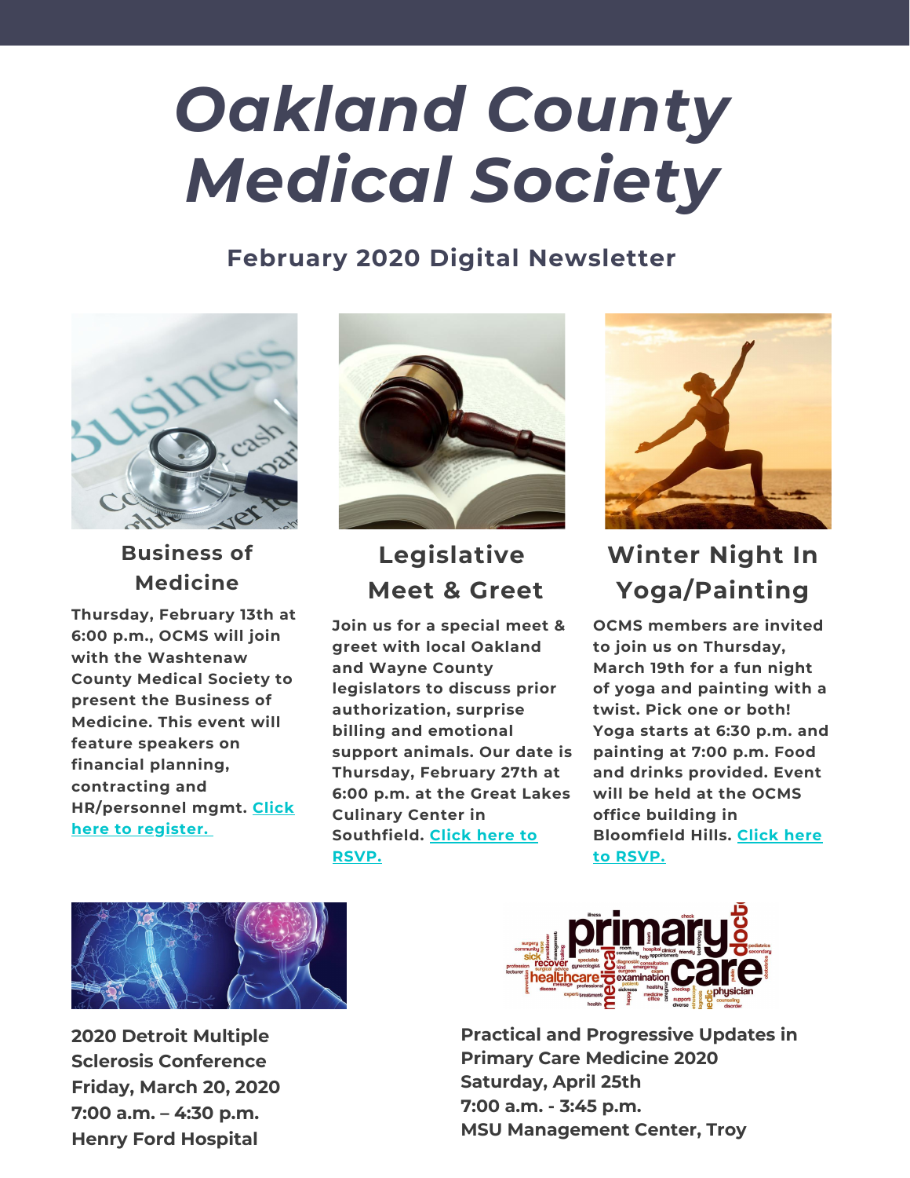# *Oakland County Medical Society*

## February 2020 Digital Newsletter

### Business of Medicine

**Thursday, February 13th at 6:00 p.m., OCMS will join with the Washtenaw County Medical Society to present the Business of Medicine. This event will feature speakers on financial planning, contracting and HR/personnel mgmt. Click here to register.**

### Legislative Meet & Greet

**Join us for a special meet & greet with local Oakland and Wayne County legislators to discuss prior authorization, surprise billing and emotional support animals. Our date is Thursday, February 27th at 6:00 p.m. at the Great Lakes Culinary Center in Southfield. Click here to RSVP.**

### Winter Night In Yoga/Painting

**OCMS members are invited to join us on Thursday, March 19th for a fun night of yoga and painting with a twist. Pick one or both! Yoga starts at 6:30 p.m. and painting at 7:00 p.m. Food and drinks provided. Event will be held at the OCMS office building in Bloomfield Hills. Click here to RSVP.**

**2020 Detroit Multiple Sclerosis Conference**
**Friday, March 20, 2020**
**7:00 a.m. – 4:30 p.m.**
**Henry Ford Hospital**

**Practical and Progressive Updates in Primary Care Medicine 2020**
**Saturday, April 25th**
**7:00 a.m. - 3:45 p.m.**
**MSU Management Center, Troy**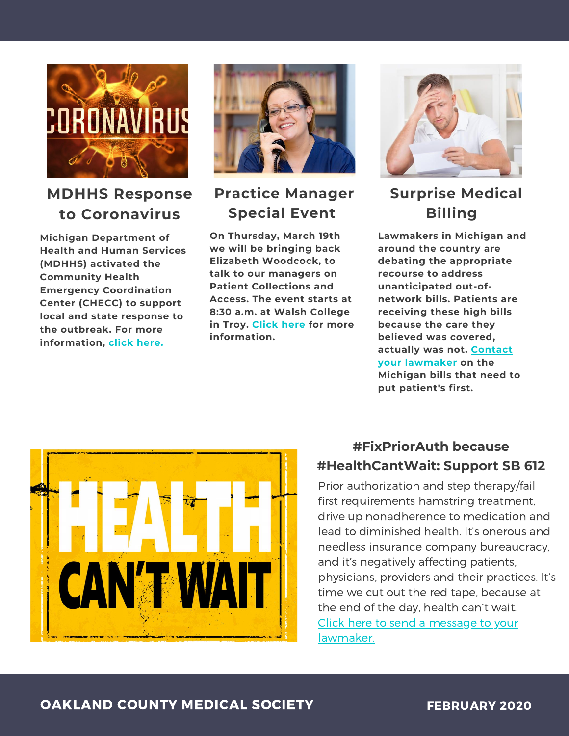## MDHHS Response to Coronavirus

**Michigan Department of Health and Human Services (MDHHS) activated the Community Health Emergency Coordination Center (CHECC) to support local and state response to the outbreak. For more information, click here.**

## Practice Manager Special Event

**On Thursday, March 19th we will be bringing back Elizabeth Woodcock, to talk to our managers on Patient Collections and Access. The event starts at 8:30 a.m. at Walsh College in Troy. Click here for more information.**

## Surprise Medical Billing

**Lawmakers in Michigan and around the country are debating the appropriate recourse to address unanticipated out-of-network bills. Patients are receiving these high bills because the care they believed was covered, actually was not. Contact your lawmaker on the Michigan bills that need to put patient's first.**

## #FixPriorAuth because #HealthCantWait: Support SB 612

Prior authorization and step therapy/fail first requirements hamstring treatment, drive up nonadherence to medication and lead to diminished health. It's onerous and needless insurance company bureaucracy, and it's negatively affecting patients, physicians, providers and their practices. It's time we cut out the red tape, because at the end of the day, health can't wait. Click here to send a message to your lawmaker.